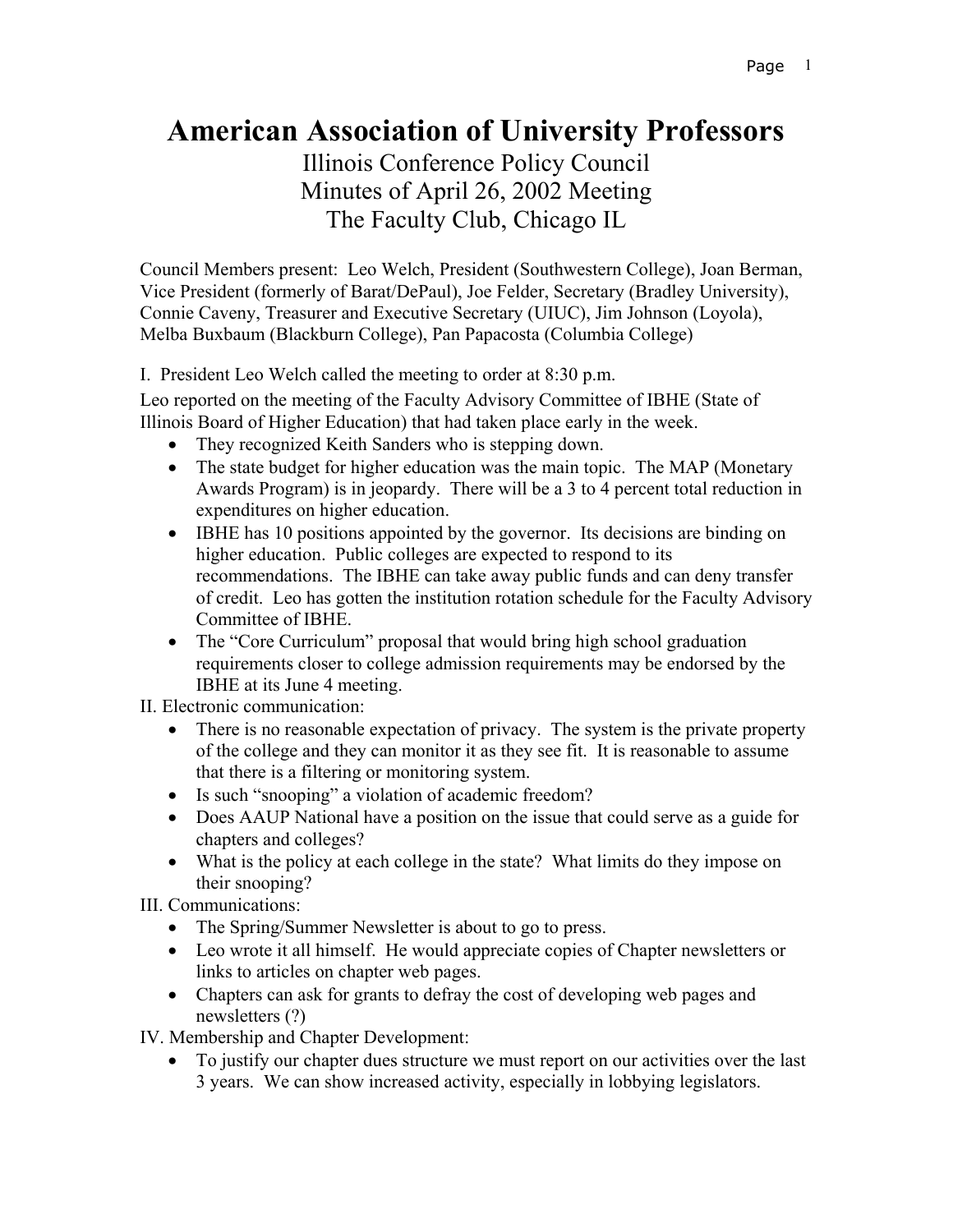# American Association of University Professors

## Illinois Conference Policy Council
## Minutes of April 26, 2002 Meeting
## The Faculty Club, Chicago IL

Council Members present: Leo Welch, President (Southwestern College), Joan Berman, Vice President (formerly of Barat/DePaul), Joe Felder, Secretary (Bradley University), Connie Caveny, Treasurer and Executive Secretary (UIUC), Jim Johnson (Loyola), Melba Buxbaum (Blackburn College), Pan Papacosta (Columbia College)

I. President Leo Welch called the meeting to order at 8:30 p.m.

Leo reported on the meeting of the Faculty Advisory Committee of IBHE (State of Illinois Board of Higher Education) that had taken place early in the week.

- They recognized Keith Sanders who is stepping down.
- The state budget for higher education was the main topic. The MAP (Monetary Awards Program) is in jeopardy. There will be a 3 to 4 percent total reduction in expenditures on higher education.
- IBHE has 10 positions appointed by the governor. Its decisions are binding on higher education. Public colleges are expected to respond to its recommendations. The IBHE can take away public funds and can deny transfer of credit. Leo has gotten the institution rotation schedule for the Faculty Advisory Committee of IBHE.
- The "Core Curriculum" proposal that would bring high school graduation requirements closer to college admission requirements may be endorsed by the IBHE at its June 4 meeting.

II. Electronic communication:

- There is no reasonable expectation of privacy. The system is the private property of the college and they can monitor it as they see fit. It is reasonable to assume that there is a filtering or monitoring system.
- Is such "snooping" a violation of academic freedom?
- Does AAUP National have a position on the issue that could serve as a guide for chapters and colleges?
- What is the policy at each college in the state? What limits do they impose on their snooping?

III. Communications:

- The Spring/Summer Newsletter is about to go to press.
- Leo wrote it all himself. He would appreciate copies of Chapter newsletters or links to articles on chapter web pages.
- Chapters can ask for grants to defray the cost of developing web pages and newsletters (?)

IV. Membership and Chapter Development:

- To justify our chapter dues structure we must report on our activities over the last 3 years. We can show increased activity, especially in lobbying legislators.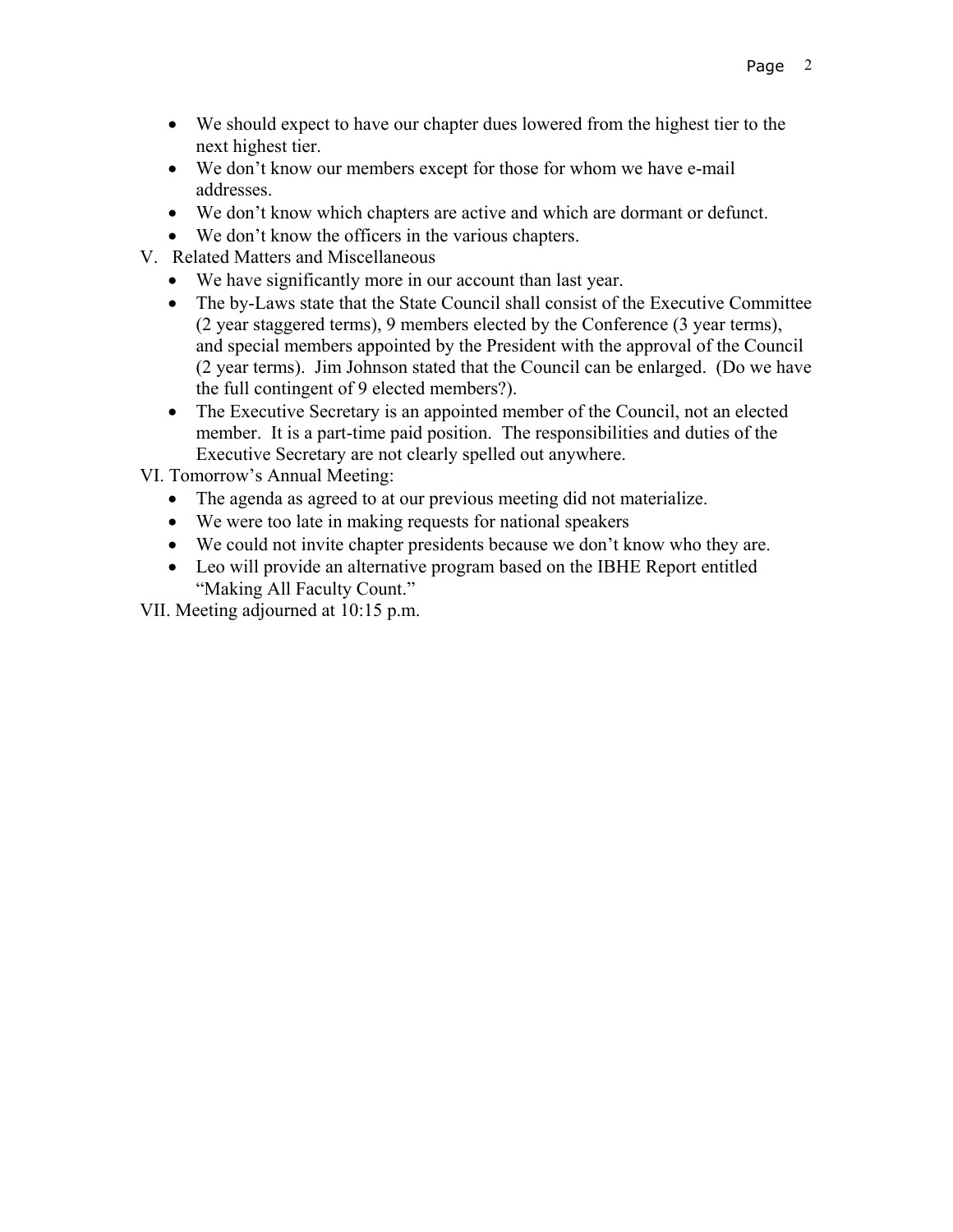- We should expect to have our chapter dues lowered from the highest tier to the next highest tier.
- We don't know our members except for those for whom we have e-mail addresses.
- We don't know which chapters are active and which are dormant or defunct.
- We don't know the officers in the various chapters.

V. Related Matters and Miscellaneous

- We have significantly more in our account than last year.
- The by-Laws state that the State Council shall consist of the Executive Committee (2 year staggered terms), 9 members elected by the Conference (3 year terms), and special members appointed by the President with the approval of the Council (2 year terms). Jim Johnson stated that the Council can be enlarged. (Do we have the full contingent of 9 elected members?).
- The Executive Secretary is an appointed member of the Council, not an elected member. It is a part-time paid position. The responsibilities and duties of the Executive Secretary are not clearly spelled out anywhere.

VI. Tomorrow's Annual Meeting:

- The agenda as agreed to at our previous meeting did not materialize.
- We were too late in making requests for national speakers
- We could not invite chapter presidents because we don't know who they are.
- Leo will provide an alternative program based on the IBHE Report entitled "Making All Faculty Count."

VII. Meeting adjourned at 10:15 p.m.